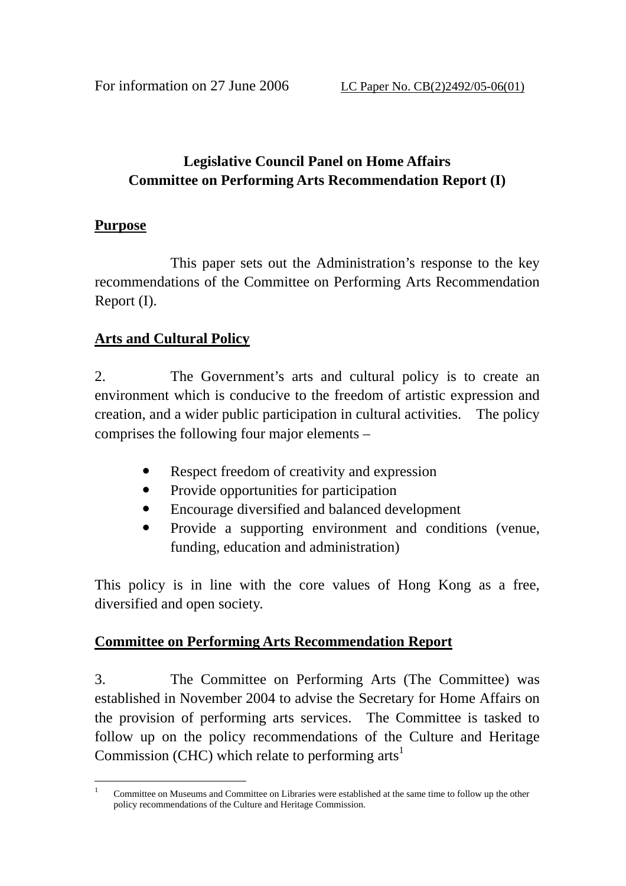For information on 27 June 2006 LC Paper No. CB(2)2492/05-06(01)

**Legislative Council Panel on Home Affairs**
**Committee on Performing Arts Recommendation Report (I)**

## Purpose

This paper sets out the Administration's response to the key recommendations of the Committee on Performing Arts Recommendation Report (I).

## Arts and Cultural Policy

2. The Government's arts and cultural policy is to create an environment which is conducive to the freedom of artistic expression and creation, and a wider public participation in cultural activities. The policy comprises the following four major elements –

- Respect freedom of creativity and expression
- Provide opportunities for participation
- Encourage diversified and balanced development
- Provide a supporting environment and conditions (venue, funding, education and administration)

This policy is in line with the core values of Hong Kong as a free, diversified and open society.

## Committee on Performing Arts Recommendation Report

3. The Committee on Performing Arts (The Committee) was established in November 2004 to advise the Secretary for Home Affairs on the provision of performing arts services. The Committee is tasked to follow up on the policy recommendations of the Culture and Heritage Commission (CHC) which relate to performing arts[1]

[1] Committee on Museums and Committee on Libraries were established at the same time to follow up the other policy recommendations of the Culture and Heritage Commission.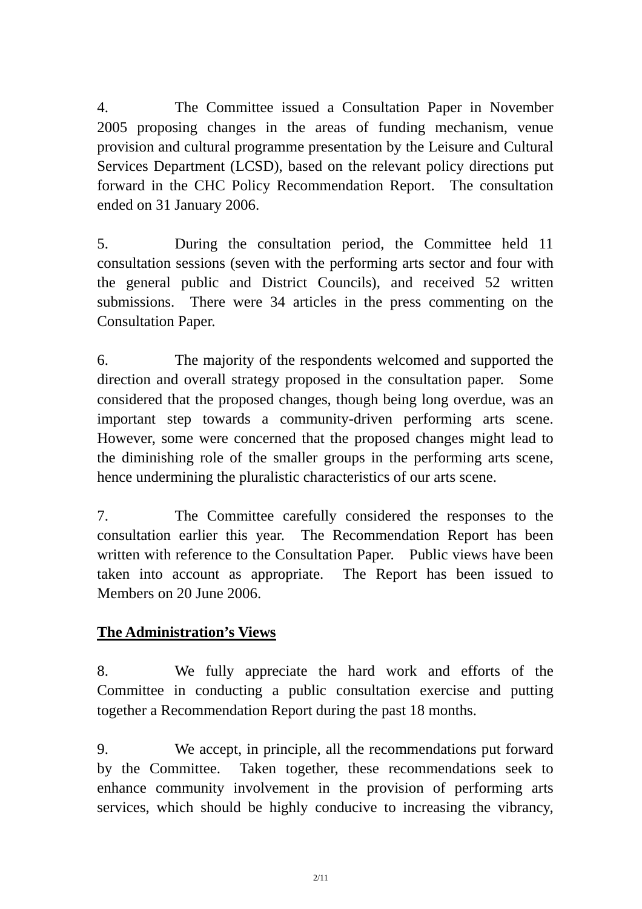4. The Committee issued a Consultation Paper in November 2005 proposing changes in the areas of funding mechanism, venue provision and cultural programme presentation by the Leisure and Cultural Services Department (LCSD), based on the relevant policy directions put forward in the CHC Policy Recommendation Report. The consultation ended on 31 January 2006.

5. During the consultation period, the Committee held 11 consultation sessions (seven with the performing arts sector and four with the general public and District Councils), and received 52 written submissions. There were 34 articles in the press commenting on the Consultation Paper.

6. The majority of the respondents welcomed and supported the direction and overall strategy proposed in the consultation paper. Some considered that the proposed changes, though being long overdue, was an important step towards a community-driven performing arts scene. However, some were concerned that the proposed changes might lead to the diminishing role of the smaller groups in the performing arts scene, hence undermining the pluralistic characteristics of our arts scene.

7. The Committee carefully considered the responses to the consultation earlier this year. The Recommendation Report has been written with reference to the Consultation Paper. Public views have been taken into account as appropriate. The Report has been issued to Members on 20 June 2006.

## The Administration's Views

8. We fully appreciate the hard work and efforts of the Committee in conducting a public consultation exercise and putting together a Recommendation Report during the past 18 months.

9. We accept, in principle, all the recommendations put forward by the Committee. Taken together, these recommendations seek to enhance community involvement in the provision of performing arts services, which should be highly conducive to increasing the vibrancy,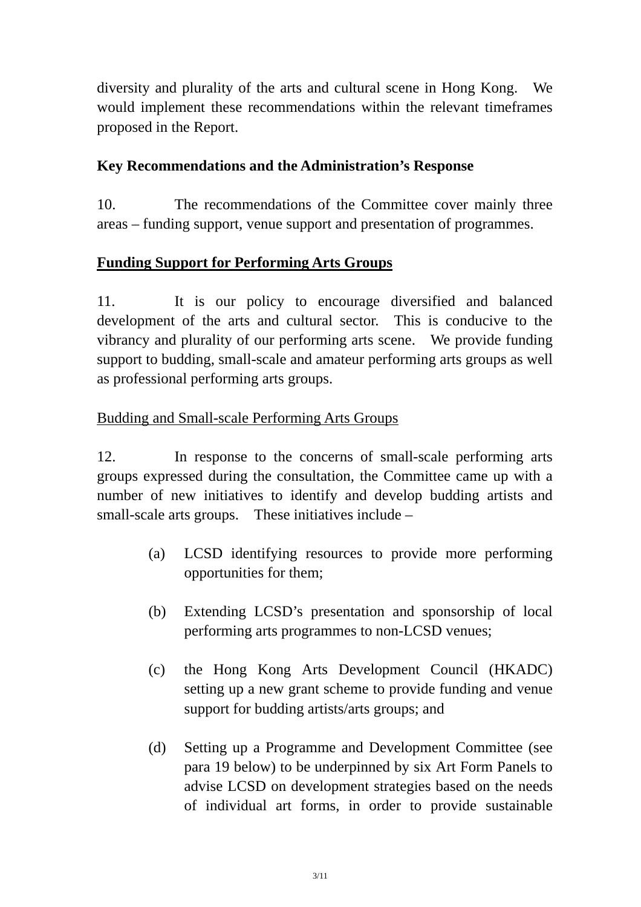diversity and plurality of the arts and cultural scene in Hong Kong. We would implement these recommendations within the relevant timeframes proposed in the Report.

**Key Recommendations and the Administration's Response**

10. The recommendations of the Committee cover mainly three areas – funding support, venue support and presentation of programmes.

## Funding Support for Performing Arts Groups

11. It is our policy to encourage diversified and balanced development of the arts and cultural sector. This is conducive to the vibrancy and plurality of our performing arts scene. We provide funding support to budding, small-scale and amateur performing arts groups as well as professional performing arts groups.

### Budding and Small-scale Performing Arts Groups

12. In response to the concerns of small-scale performing arts groups expressed during the consultation, the Committee came up with a number of new initiatives to identify and develop budding artists and small-scale arts groups. These initiatives include –

(a) LCSD identifying resources to provide more performing opportunities for them;

(b) Extending LCSD's presentation and sponsorship of local performing arts programmes to non-LCSD venues;

(c) the Hong Kong Arts Development Council (HKADC) setting up a new grant scheme to provide funding and venue support for budding artists/arts groups; and

(d) Setting up a Programme and Development Committee (see para 19 below) to be underpinned by six Art Form Panels to advise LCSD on development strategies based on the needs of individual art forms, in order to provide sustainable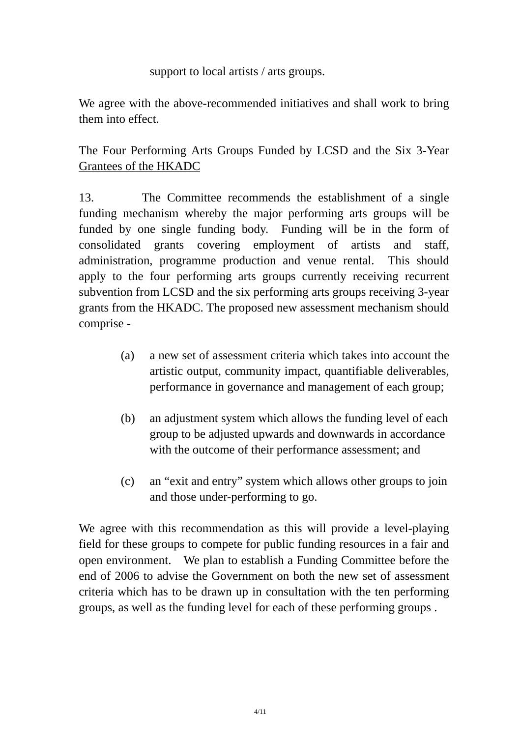support to local artists / arts groups.

We agree with the above-recommended initiatives and shall work to bring them into effect.

<u>The Four Performing Arts Groups Funded by LCSD and the Six 3-Year Grantees of the HKADC</u>

13. The Committee recommends the establishment of a single funding mechanism whereby the major performing arts groups will be funded by one single funding body. Funding will be in the form of consolidated grants covering employment of artists and staff, administration, programme production and venue rental. This should apply to the four performing arts groups currently receiving recurrent subvention from LCSD and the six performing arts groups receiving 3-year grants from the HKADC. The proposed new assessment mechanism should comprise -

(a) a new set of assessment criteria which takes into account the artistic output, community impact, quantifiable deliverables, performance in governance and management of each group;

(b) an adjustment system which allows the funding level of each group to be adjusted upwards and downwards in accordance with the outcome of their performance assessment; and

(c) an "exit and entry" system which allows other groups to join and those under-performing to go.

We agree with this recommendation as this will provide a level-playing field for these groups to compete for public funding resources in a fair and open environment. We plan to establish a Funding Committee before the end of 2006 to advise the Government on both the new set of assessment criteria which has to be drawn up in consultation with the ten performing groups, as well as the funding level for each of these performing groups .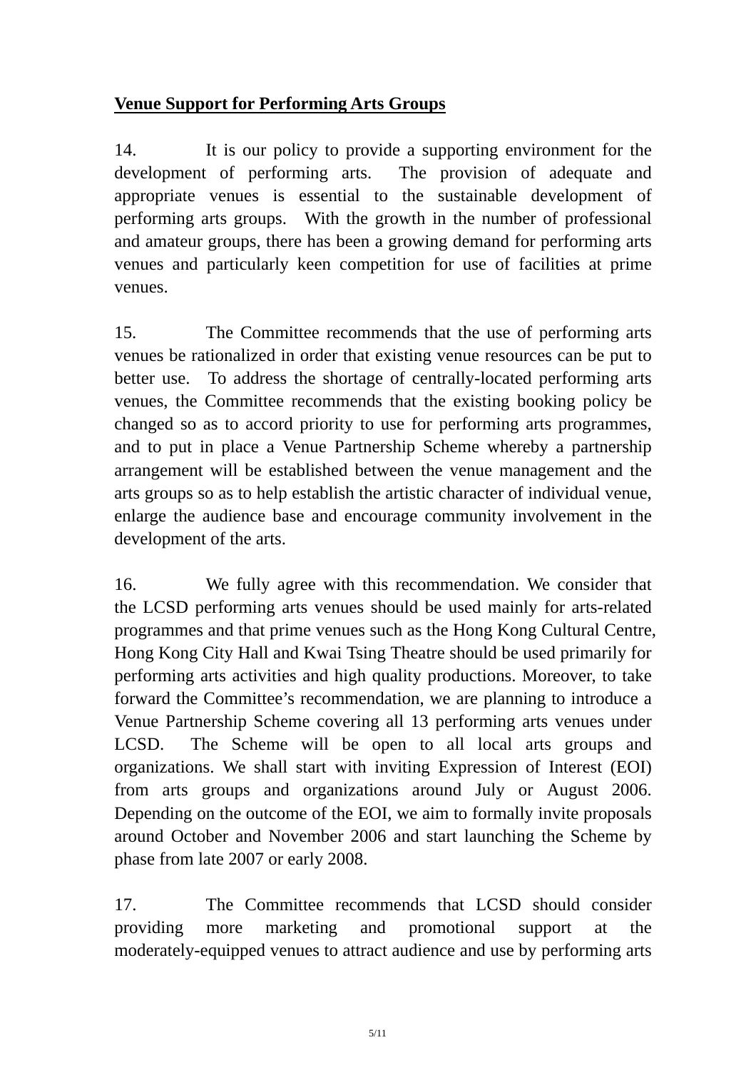**Venue Support for Performing Arts Groups**

14. It is our policy to provide a supporting environment for the development of performing arts. The provision of adequate and appropriate venues is essential to the sustainable development of performing arts groups. With the growth in the number of professional and amateur groups, there has been a growing demand for performing arts venues and particularly keen competition for use of facilities at prime venues.

15. The Committee recommends that the use of performing arts venues be rationalized in order that existing venue resources can be put to better use. To address the shortage of centrally-located performing arts venues, the Committee recommends that the existing booking policy be changed so as to accord priority to use for performing arts programmes, and to put in place a Venue Partnership Scheme whereby a partnership arrangement will be established between the venue management and the arts groups so as to help establish the artistic character of individual venue, enlarge the audience base and encourage community involvement in the development of the arts.

16. We fully agree with this recommendation. We consider that the LCSD performing arts venues should be used mainly for arts-related programmes and that prime venues such as the Hong Kong Cultural Centre, Hong Kong City Hall and Kwai Tsing Theatre should be used primarily for performing arts activities and high quality productions. Moreover, to take forward the Committee's recommendation, we are planning to introduce a Venue Partnership Scheme covering all 13 performing arts venues under LCSD. The Scheme will be open to all local arts groups and organizations. We shall start with inviting Expression of Interest (EOI) from arts groups and organizations around July or August 2006. Depending on the outcome of the EOI, we aim to formally invite proposals around October and November 2006 and start launching the Scheme by phase from late 2007 or early 2008.

17. The Committee recommends that LCSD should consider providing more marketing and promotional support at the moderately-equipped venues to attract audience and use by performing arts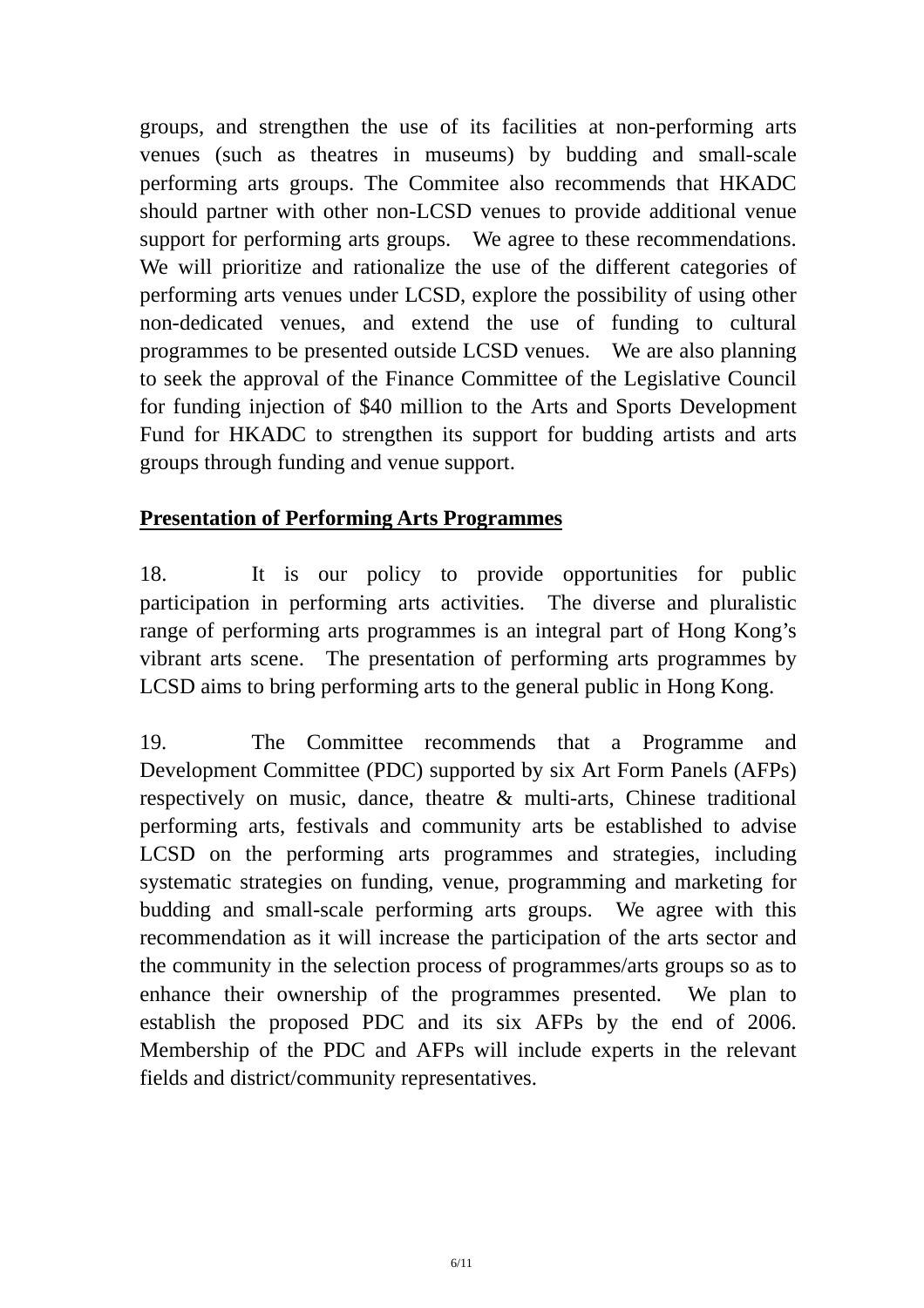groups, and strengthen the use of its facilities at non-performing arts venues (such as theatres in museums) by budding and small-scale performing arts groups. The Commitee also recommends that HKADC should partner with other non-LCSD venues to provide additional venue support for performing arts groups. We agree to these recommendations. We will prioritize and rationalize the use of the different categories of performing arts venues under LCSD, explore the possibility of using other non-dedicated venues, and extend the use of funding to cultural programmes to be presented outside LCSD venues. We are also planning to seek the approval of the Finance Committee of the Legislative Council for funding injection of $40 million to the Arts and Sports Development Fund for HKADC to strengthen its support for budding artists and arts groups through funding and venue support.

**<u>Presentation of Performing Arts Programmes</u>**

18. It is our policy to provide opportunities for public participation in performing arts activities. The diverse and pluralistic range of performing arts programmes is an integral part of Hong Kong's vibrant arts scene. The presentation of performing arts programmes by LCSD aims to bring performing arts to the general public in Hong Kong.

19. The Committee recommends that a Programme and Development Committee (PDC) supported by six Art Form Panels (AFPs) respectively on music, dance, theatre & multi-arts, Chinese traditional performing arts, festivals and community arts be established to advise LCSD on the performing arts programmes and strategies, including systematic strategies on funding, venue, programming and marketing for budding and small-scale performing arts groups. We agree with this recommendation as it will increase the participation of the arts sector and the community in the selection process of programmes/arts groups so as to enhance their ownership of the programmes presented. We plan to establish the proposed PDC and its six AFPs by the end of 2006. Membership of the PDC and AFPs will include experts in the relevant fields and district/community representatives.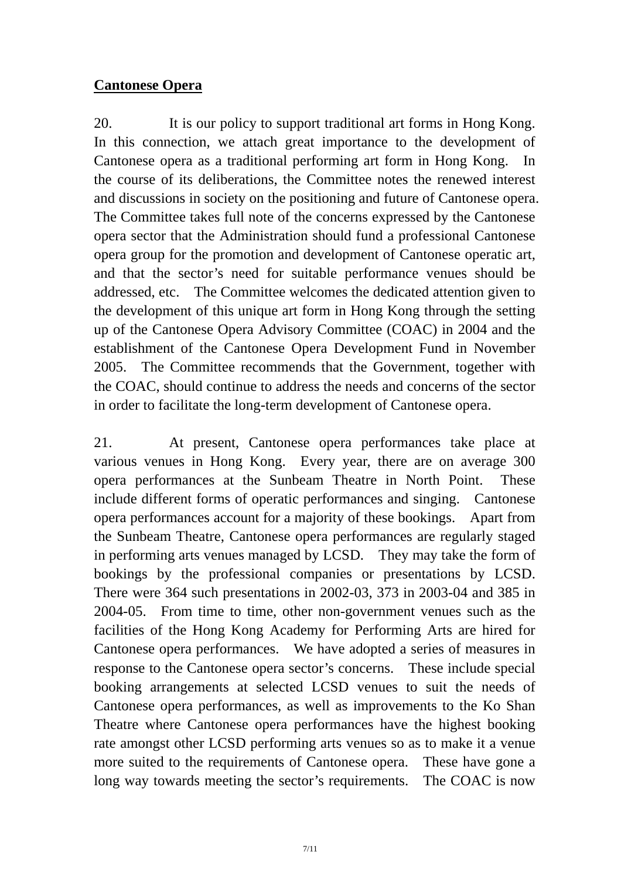**Cantonese Opera**

20. It is our policy to support traditional art forms in Hong Kong. In this connection, we attach great importance to the development of Cantonese opera as a traditional performing art form in Hong Kong. In the course of its deliberations, the Committee notes the renewed interest and discussions in society on the positioning and future of Cantonese opera. The Committee takes full note of the concerns expressed by the Cantonese opera sector that the Administration should fund a professional Cantonese opera group for the promotion and development of Cantonese operatic art, and that the sector's need for suitable performance venues should be addressed, etc. The Committee welcomes the dedicated attention given to the development of this unique art form in Hong Kong through the setting up of the Cantonese Opera Advisory Committee (COAC) in 2004 and the establishment of the Cantonese Opera Development Fund in November 2005. The Committee recommends that the Government, together with the COAC, should continue to address the needs and concerns of the sector in order to facilitate the long-term development of Cantonese opera.

21. At present, Cantonese opera performances take place at various venues in Hong Kong. Every year, there are on average 300 opera performances at the Sunbeam Theatre in North Point. These include different forms of operatic performances and singing. Cantonese opera performances account for a majority of these bookings. Apart from the Sunbeam Theatre, Cantonese opera performances are regularly staged in performing arts venues managed by LCSD. They may take the form of bookings by the professional companies or presentations by LCSD. There were 364 such presentations in 2002-03, 373 in 2003-04 and 385 in 2004-05. From time to time, other non-government venues such as the facilities of the Hong Kong Academy for Performing Arts are hired for Cantonese opera performances. We have adopted a series of measures in response to the Cantonese opera sector's concerns. These include special booking arrangements at selected LCSD venues to suit the needs of Cantonese opera performances, as well as improvements to the Ko Shan Theatre where Cantonese opera performances have the highest booking rate amongst other LCSD performing arts venues so as to make it a venue more suited to the requirements of Cantonese opera. These have gone a long way towards meeting the sector's requirements. The COAC is now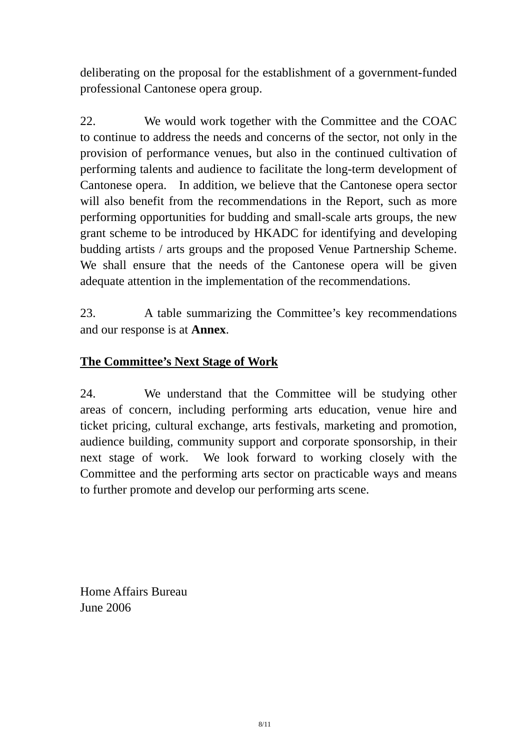deliberating on the proposal for the establishment of a government-funded professional Cantonese opera group.

22. We would work together with the Committee and the COAC to continue to address the needs and concerns of the sector, not only in the provision of performance venues, but also in the continued cultivation of performing talents and audience to facilitate the long-term development of Cantonese opera. In addition, we believe that the Cantonese opera sector will also benefit from the recommendations in the Report, such as more performing opportunities for budding and small-scale arts groups, the new grant scheme to be introduced by HKADC for identifying and developing budding artists / arts groups and the proposed Venue Partnership Scheme. We shall ensure that the needs of the Cantonese opera will be given adequate attention in the implementation of the recommendations.

23. A table summarizing the Committee's key recommendations and our response is at **Annex**.

## The Committee's Next Stage of Work

24. We understand that the Committee will be studying other areas of concern, including performing arts education, venue hire and ticket pricing, cultural exchange, arts festivals, marketing and promotion, audience building, community support and corporate sponsorship, in their next stage of work. We look forward to working closely with the Committee and the performing arts sector on practicable ways and means to further promote and develop our performing arts scene.

Home Affairs Bureau
June 2006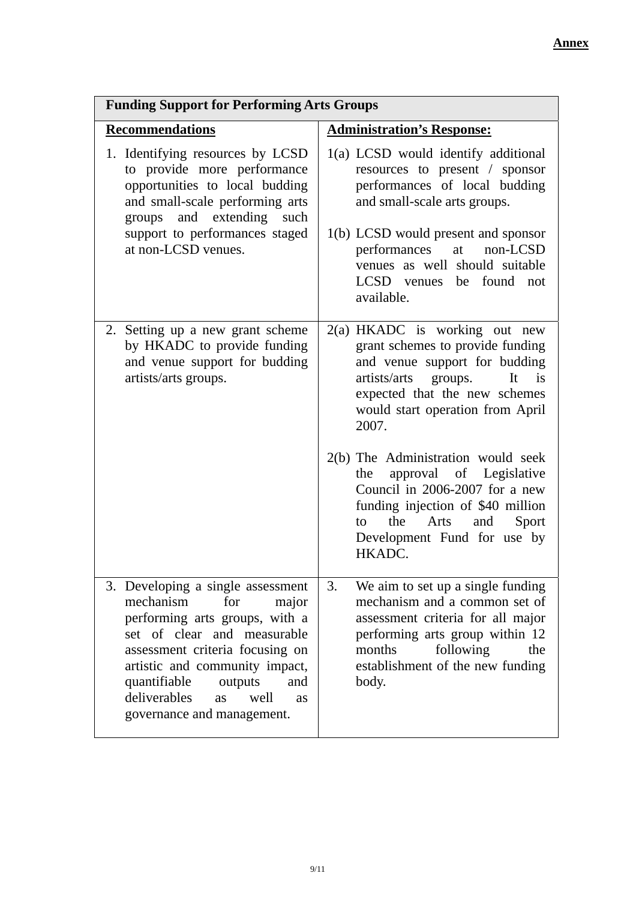**Annex**

| Funding Support for Performing Arts Groups | |
|---|---|
| **Recommendations** | **Administration's Response:** |
| 1. Identifying resources by LCSD to provide more performance opportunities to local budding and small-scale performing arts groups and extending such support to performances staged at non-LCSD venues. | 1(a) LCSD would identify additional resources to present / sponsor performances of local budding and small-scale arts groups.<br><br>1(b) LCSD would present and sponsor performances at non-LCSD venues as well should suitable LCSD venues be found not available. |
| 2. Setting up a new grant scheme by HKADC to provide funding and venue support for budding artists/arts groups. | 2(a) HKADC is working out new grant schemes to provide funding and venue support for budding artists/arts groups. It is expected that the new schemes would start operation from April 2007.<br><br>2(b) The Administration would seek the approval of Legislative Council in 2006-2007 for a new funding injection of $40 million to the Arts and Sport Development Fund for use by HKADC. |
| 3. Developing a single assessment mechanism for major performing arts groups, with a set of clear and measurable assessment criteria focusing on artistic and community impact, quantifiable outputs and deliverables as well as governance and management. | 3. We aim to set up a single funding mechanism and a common set of assessment criteria for all major performing arts group within 12 months following the establishment of the new funding body. |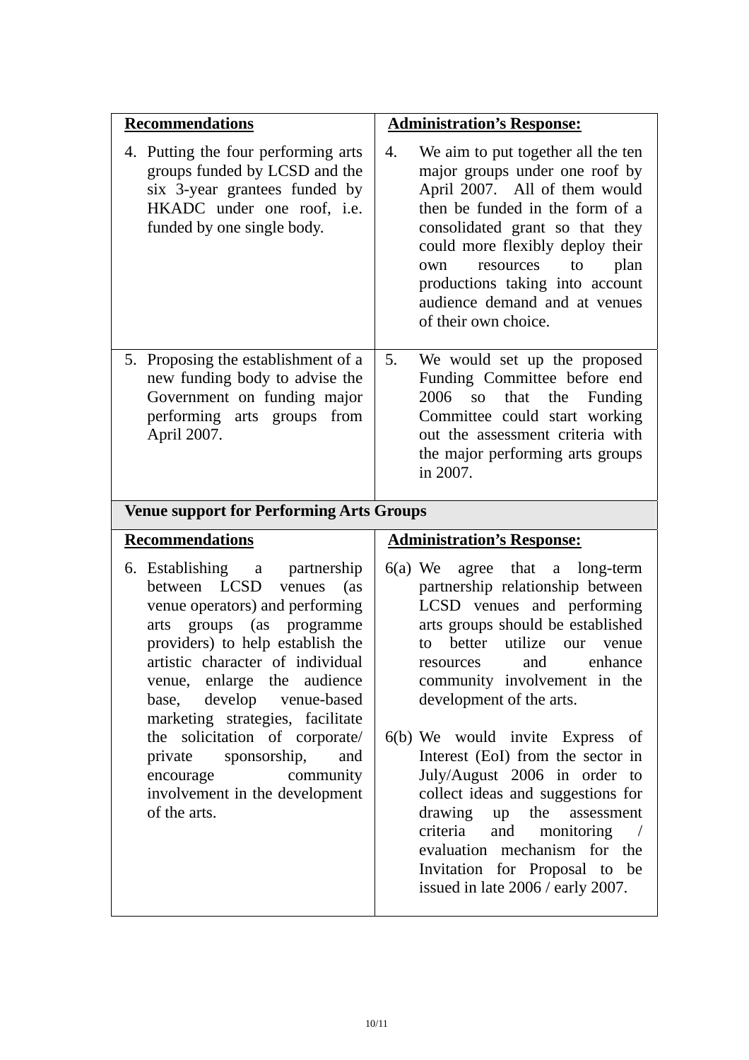| **Recommendations** | **Administration's Response:** |
|---|---|
| 4. Putting the four performing arts groups funded by LCSD and the six 3-year grantees funded by HKADC under one roof, i.e. funded by one single body. | 4. We aim to put together all the ten major groups under one roof by April 2007. All of them would then be funded in the form of a consolidated grant so that they could more flexibly deploy their own resources to plan productions taking into account audience demand and at venues of their own choice. |
| 5. Proposing the establishment of a new funding body to advise the Government on funding major performing arts groups from April 2007. | 5. We would set up the proposed Funding Committee before end 2006 so that the Funding Committee could start working out the assessment criteria with the major performing arts groups in 2007. |
| **Venue support for Performing Arts Groups** | |
| **Recommendations** | **Administration's Response:** |
| 6. Establishing a partnership between LCSD venues (as venue operators) and performing arts groups (as programme providers) to help establish the artistic character of individual venue, enlarge the audience base, develop venue-based marketing strategies, facilitate the solicitation of corporate/ private sponsorship, and encourage community involvement in the development of the arts. | 6(a) We agree that a long-term partnership relationship between LCSD venues and performing arts groups should be established to better utilize our venue resources and enhance community involvement in the development of the arts.<br><br>6(b) We would invite Express of Interest (EoI) from the sector in July/August 2006 in order to collect ideas and suggestions for drawing up the assessment criteria and monitoring / evaluation mechanism for the Invitation for Proposal to be issued in late 2006 / early 2007. |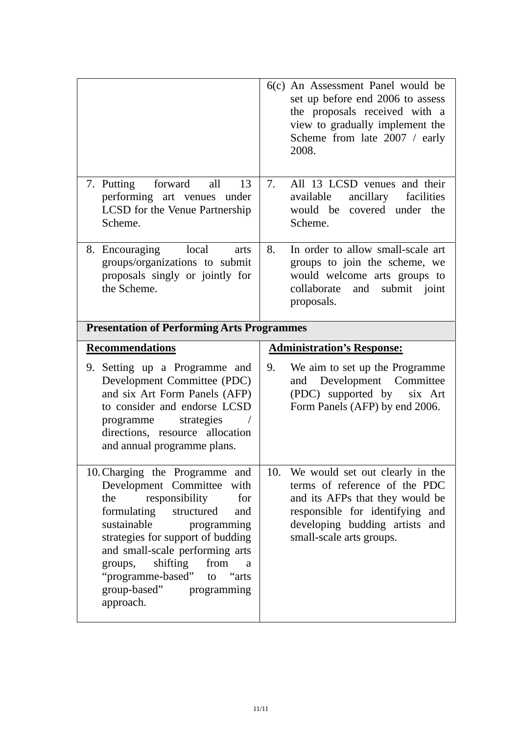| | |
|---|---|
| | 6(c) An Assessment Panel would be set up before end 2006 to assess the proposals received with a view to gradually implement the Scheme from late 2007 / early 2008. |
| 7. Putting forward all 13 performing art venues under LCSD for the Venue Partnership Scheme. | 7. All 13 LCSD venues and their available ancillary facilities would be covered under the Scheme. |
| 8. Encouraging local arts groups/organizations to submit proposals singly or jointly for the Scheme. | 8. In order to allow small-scale art groups to join the scheme, we would welcome arts groups to collaborate and submit joint proposals. |
| **Presentation of Performing Arts Programmes** | |
| **Recommendations** | **Administration's Response:** |
| 9. Setting up a Programme and Development Committee (PDC) and six Art Form Panels (AFP) to consider and endorse LCSD programme strategies / directions, resource allocation and annual programme plans. | 9. We aim to set up the Programme and Development Committee (PDC) supported by six Art Form Panels (AFP) by end 2006. |
| 10. Charging the Programme and Development Committee with the responsibility for formulating structured and sustainable programming strategies for support of budding and small-scale performing arts groups, shifting from a "programme-based" to "arts group-based" programming approach. | 10. We would set out clearly in the terms of reference of the PDC and its AFPs that they would be responsible for identifying and developing budding artists and small-scale arts groups. |